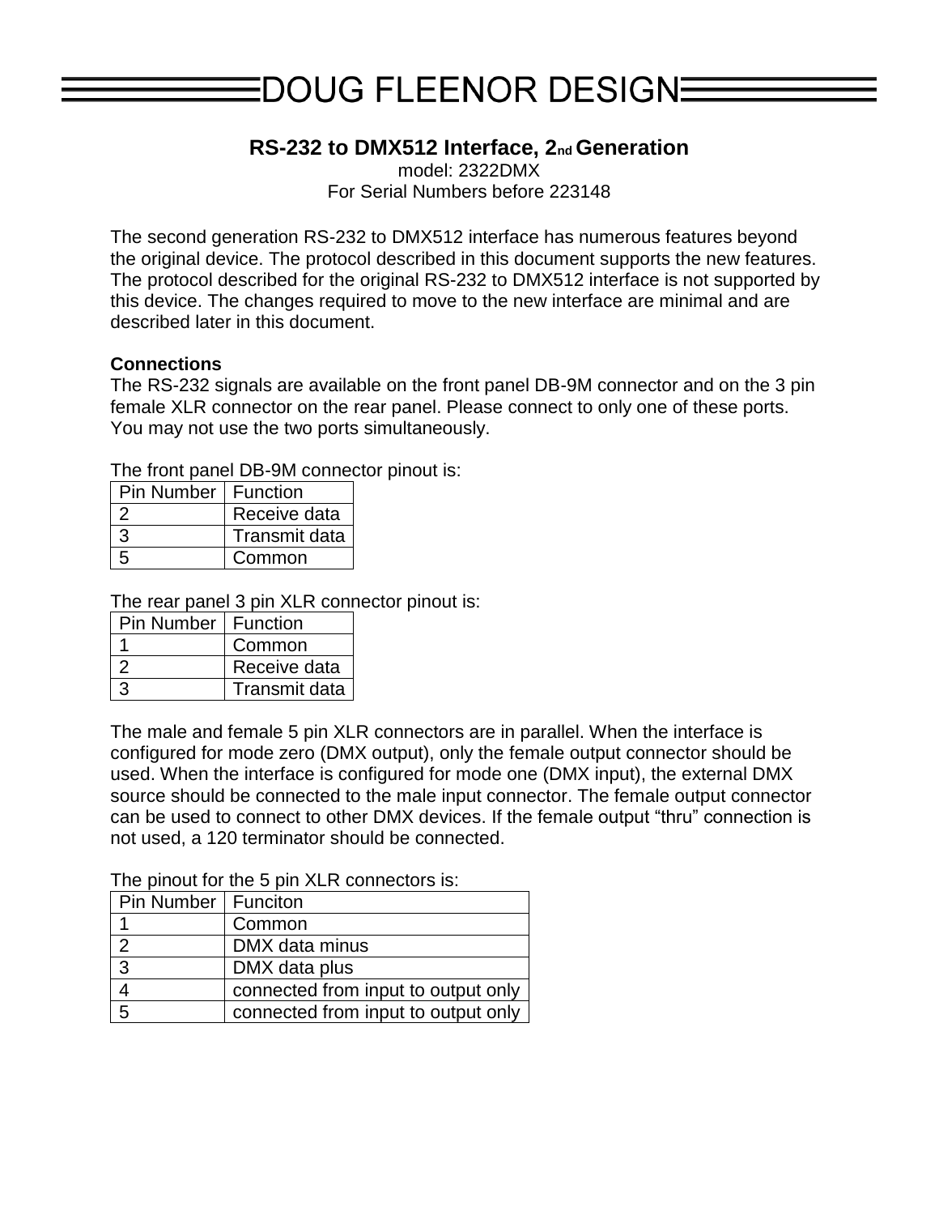# DOUG FLEENOR DESIGN

## RS-232 to DMX512 Interface, 2nd Generation

model: 2322DMX
For Serial Numbers before 223148

The second generation RS-232 to DMX512 interface has numerous features beyond the original device. The protocol described in this document supports the new features. The protocol described for the original RS-232 to DMX512 interface is not supported by this device. The changes required to move to the new interface are minimal and are described later in this document.

**Connections**
The RS-232 signals are available on the front panel DB-9M connector and on the 3 pin female XLR connector on the rear panel. Please connect to only one of these ports. You may not use the two ports simultaneously.

The front panel DB-9M connector pinout is:

| Pin Number | Function |
|---|---|
| 2 | Receive data |
| 3 | Transmit data |
| 5 | Common |

The rear panel 3 pin XLR connector pinout is:

| Pin Number | Function |
|---|---|
| 1 | Common |
| 2 | Receive data |
| 3 | Transmit data |

The male and female 5 pin XLR connectors are in parallel. When the interface is configured for mode zero (DMX output), only the female output connector should be used. When the interface is configured for mode one (DMX input), the external DMX source should be connected to the male input connector. The female output connector can be used to connect to other DMX devices. If the female output “thru” connection is not used, a 120 terminator should be connected.

The pinout for the 5 pin XLR connectors is:

| Pin Number | Funciton |
|---|---|
| 1 | Common |
| 2 | DMX data minus |
| 3 | DMX data plus |
| 4 | connected from input to output only |
| 5 | connected from input to output only |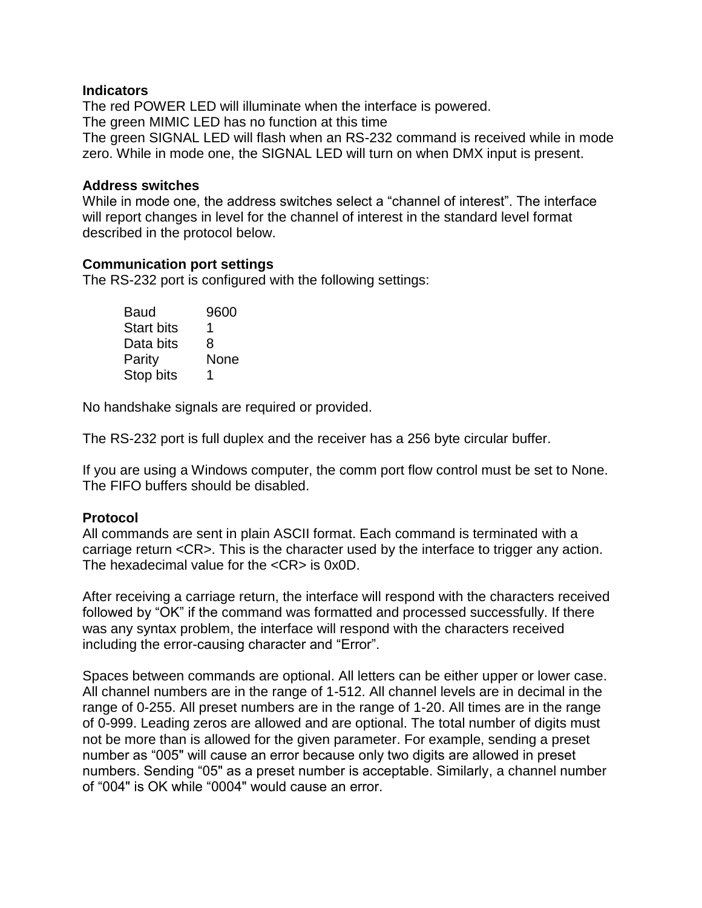**Indicators**

The red POWER LED will illuminate when the interface is powered.
The green MIMIC LED has no function at this time
The green SIGNAL LED will flash when an RS-232 command is received while in mode zero. While in mode one, the SIGNAL LED will turn on when DMX input is present.

**Address switches**

While in mode one, the address switches select a “channel of interest”. The interface will report changes in level for the channel of interest in the standard level format described in the protocol below.

**Communication port settings**

The RS-232 port is configured with the following settings:

| | |
|---|---|
| Baud | 9600 |
| Start bits | 1 |
| Data bits | 8 |
| Parity | None |
| Stop bits | 1 |

No handshake signals are required or provided.

The RS-232 port is full duplex and the receiver has a 256 byte circular buffer.

If you are using a Windows computer, the comm port flow control must be set to None. The FIFO buffers should be disabled.

**Protocol**

All commands are sent in plain ASCII format. Each command is terminated with a carriage return <CR>. This is the character used by the interface to trigger any action. The hexadecimal value for the <CR> is 0x0D.

After receiving a carriage return, the interface will respond with the characters received followed by “OK” if the command was formatted and processed successfully. If there was any syntax problem, the interface will respond with the characters received including the error-causing character and “Error”.

Spaces between commands are optional. All letters can be either upper or lower case. All channel numbers are in the range of 1-512. All channel levels are in decimal in the range of 0-255. All preset numbers are in the range of 1-20. All times are in the range of 0-999. Leading zeros are allowed and are optional. The total number of digits must not be more than is allowed for the given parameter. For example, sending a preset number as “005" will cause an error because only two digits are allowed in preset numbers. Sending “05" as a preset number is acceptable. Similarly, a channel number of “004" is OK while “0004" would cause an error.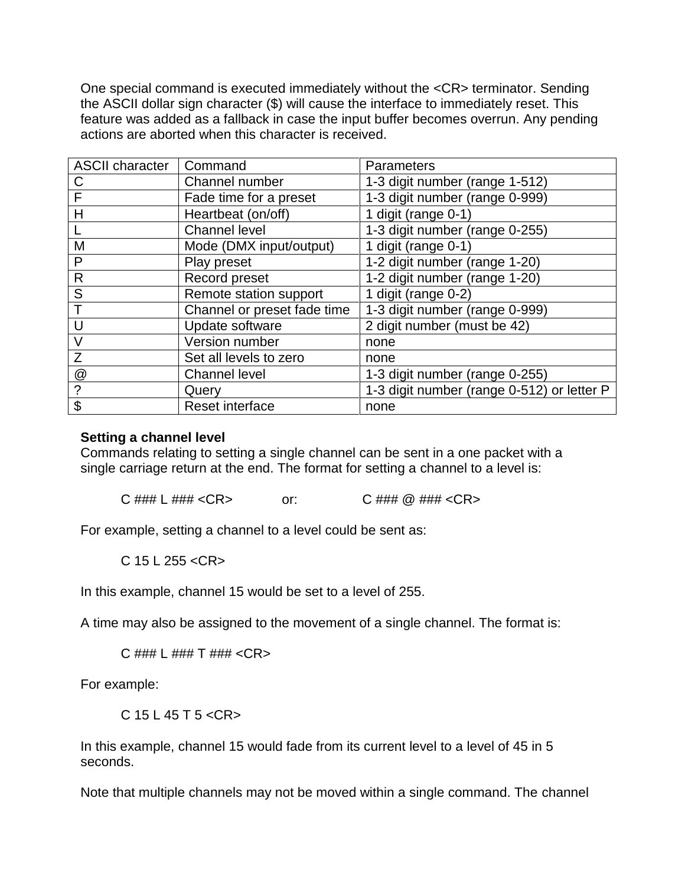One special command is executed immediately without the <CR> terminator. Sending the ASCII dollar sign character ($) will cause the interface to immediately reset. This feature was added as a fallback in case the input buffer becomes overrun. Any pending actions are aborted when this character is received.

| ASCII character | Command | Parameters |
|---|---|---|
| C | Channel number | 1-3 digit number (range 1-512) |
| F | Fade time for a preset | 1-3 digit number (range 0-999) |
| H | Heartbeat (on/off) | 1 digit (range 0-1) |
| L | Channel level | 1-3 digit number (range 0-255) |
| M | Mode (DMX input/output) | 1 digit (range 0-1) |
| P | Play preset | 1-2 digit number (range 1-20) |
| R | Record preset | 1-2 digit number (range 1-20) |
| S | Remote station support | 1 digit (range 0-2) |
| T | Channel or preset fade time | 1-3 digit number (range 0-999) |
| U | Update software | 2 digit number (must be 42) |
| V | Version number | none |
| Z | Set all levels to zero | none |
| @ | Channel level | 1-3 digit number (range 0-255) |
| ? | Query | 1-3 digit number (range 0-512) or letter P |
| $ | Reset interface | none |

**Setting a channel level**

Commands relating to setting a single channel can be sent in a one packet with a single carriage return at the end. The format for setting a channel to a level is:

C ### L ### <CR>    or:    C ### @ ### <CR>

For example, setting a channel to a level could be sent as:

C 15 L 255 <CR>

In this example, channel 15 would be set to a level of 255.

A time may also be assigned to the movement of a single channel. The format is:

C ### L ### T ### <CR>

For example:

C 15 L 45 T 5 <CR>

In this example, channel 15 would fade from its current level to a level of 45 in 5 seconds.

Note that multiple channels may not be moved within a single command. The channel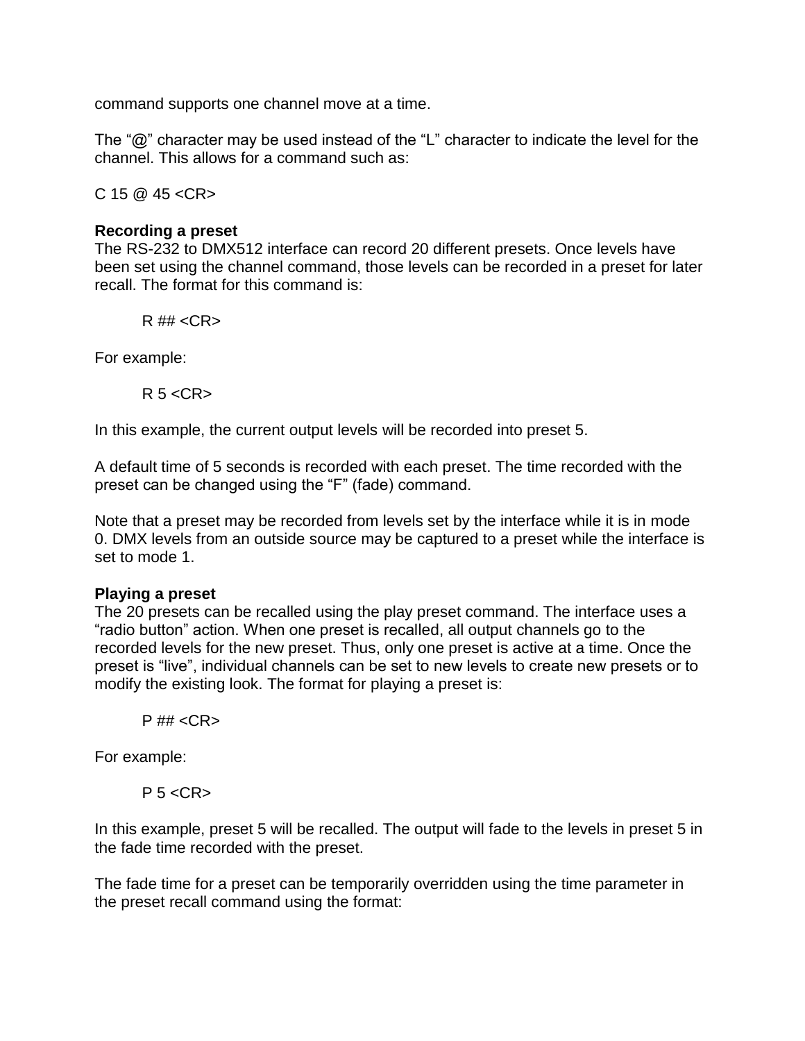command supports one channel move at a time.

The “@” character may be used instead of the “L” character to indicate the level for the channel. This allows for a command such as:

C 15 @ 45 <CR>

**Recording a preset**

The RS-232 to DMX512 interface can record 20 different presets. Once levels have been set using the channel command, those levels can be recorded in a preset for later recall. The format for this command is:

R ## <CR>

For example:

R 5 <CR>

In this example, the current output levels will be recorded into preset 5.

A default time of 5 seconds is recorded with each preset. The time recorded with the preset can be changed using the “F” (fade) command.

Note that a preset may be recorded from levels set by the interface while it is in mode 0. DMX levels from an outside source may be captured to a preset while the interface is set to mode 1.

**Playing a preset**

The 20 presets can be recalled using the play preset command. The interface uses a “radio button” action. When one preset is recalled, all output channels go to the recorded levels for the new preset. Thus, only one preset is active at a time. Once the preset is “live”, individual channels can be set to new levels to create new presets or to modify the existing look. The format for playing a preset is:

P ## <CR>

For example:

P 5 <CR>

In this example, preset 5 will be recalled. The output will fade to the levels in preset 5 in the fade time recorded with the preset.

The fade time for a preset can be temporarily overridden using the time parameter in the preset recall command using the format: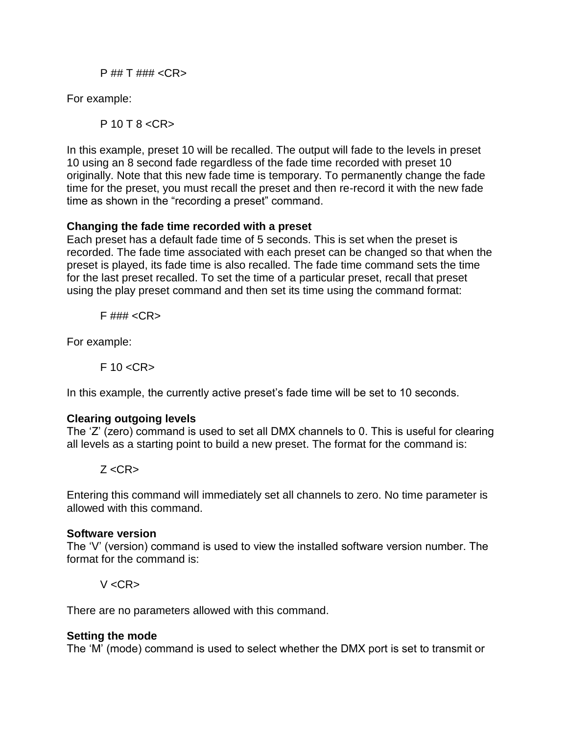P ## T ### <CR>

For example:

P 10 T 8 <CR>

In this example, preset 10 will be recalled. The output will fade to the levels in preset 10 using an 8 second fade regardless of the fade time recorded with preset 10 originally. Note that this new fade time is temporary. To permanently change the fade time for the preset, you must recall the preset and then re-record it with the new fade time as shown in the "recording a preset" command.

**Changing the fade time recorded with a preset**

Each preset has a default fade time of 5 seconds. This is set when the preset is recorded. The fade time associated with each preset can be changed so that when the preset is played, its fade time is also recalled. The fade time command sets the time for the last preset recalled. To set the time of a particular preset, recall that preset using the play preset command and then set its time using the command format:

F ### <CR>

For example:

F 10 <CR>

In this example, the currently active preset's fade time will be set to 10 seconds.

**Clearing outgoing levels**

The 'Z' (zero) command is used to set all DMX channels to 0. This is useful for clearing all levels as a starting point to build a new preset. The format for the command is:

Z <CR>

Entering this command will immediately set all channels to zero. No time parameter is allowed with this command.

**Software version**

The 'V' (version) command is used to view the installed software version number. The format for the command is:

V <CR>

There are no parameters allowed with this command.

**Setting the mode**

The 'M' (mode) command is used to select whether the DMX port is set to transmit or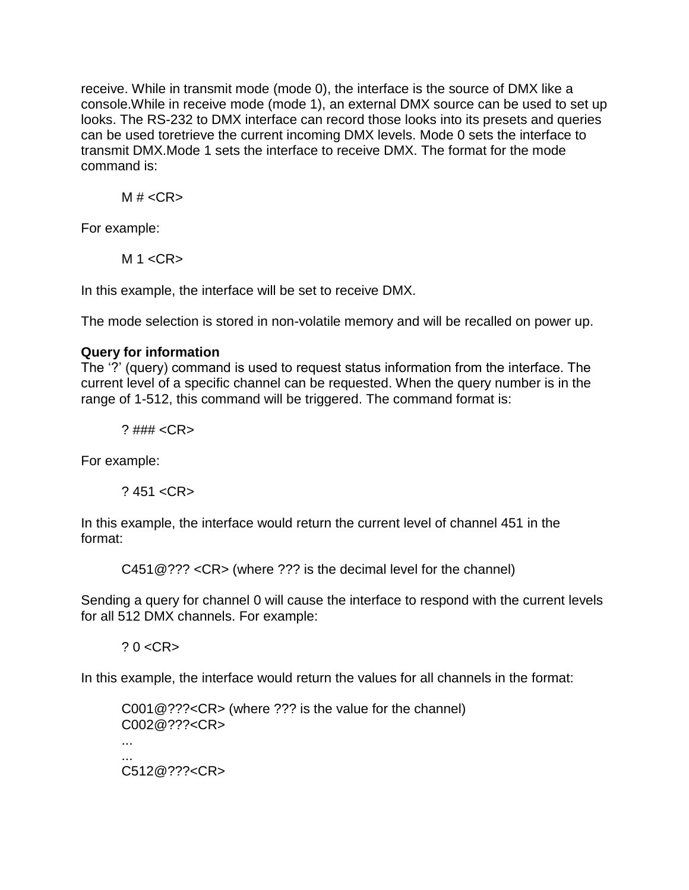receive. While in transmit mode (mode 0), the interface is the source of DMX like a console.While in receive mode (mode 1), an external DMX source can be used to set up looks. The RS-232 to DMX interface can record those looks into its presets and queries can be used toretrieve the current incoming DMX levels. Mode 0 sets the interface to transmit DMX.Mode 1 sets the interface to receive DMX. The format for the mode command is:

```
M # <CR>
```

For example:

```
M 1 <CR>
```

In this example, the interface will be set to receive DMX.

The mode selection is stored in non-volatile memory and will be recalled on power up.

**Query for information**
The '?' (query) command is used to request status information from the interface. The current level of a specific channel can be requested. When the query number is in the range of 1-512, this command will be triggered. The command format is:

```
? ### <CR>
```

For example:

```
? 451 <CR>
```

In this example, the interface would return the current level of channel 451 in the format:

```
C451@??? <CR> (where ??? is the decimal level for the channel)
```

Sending a query for channel 0 will cause the interface to respond with the current levels for all 512 DMX channels. For example:

```
? 0 <CR>
```

In this example, the interface would return the values for all channels in the format:

```
C001@???<CR> (where ??? is the value for the channel)
C002@???<CR>
...
...
C512@???<CR>
```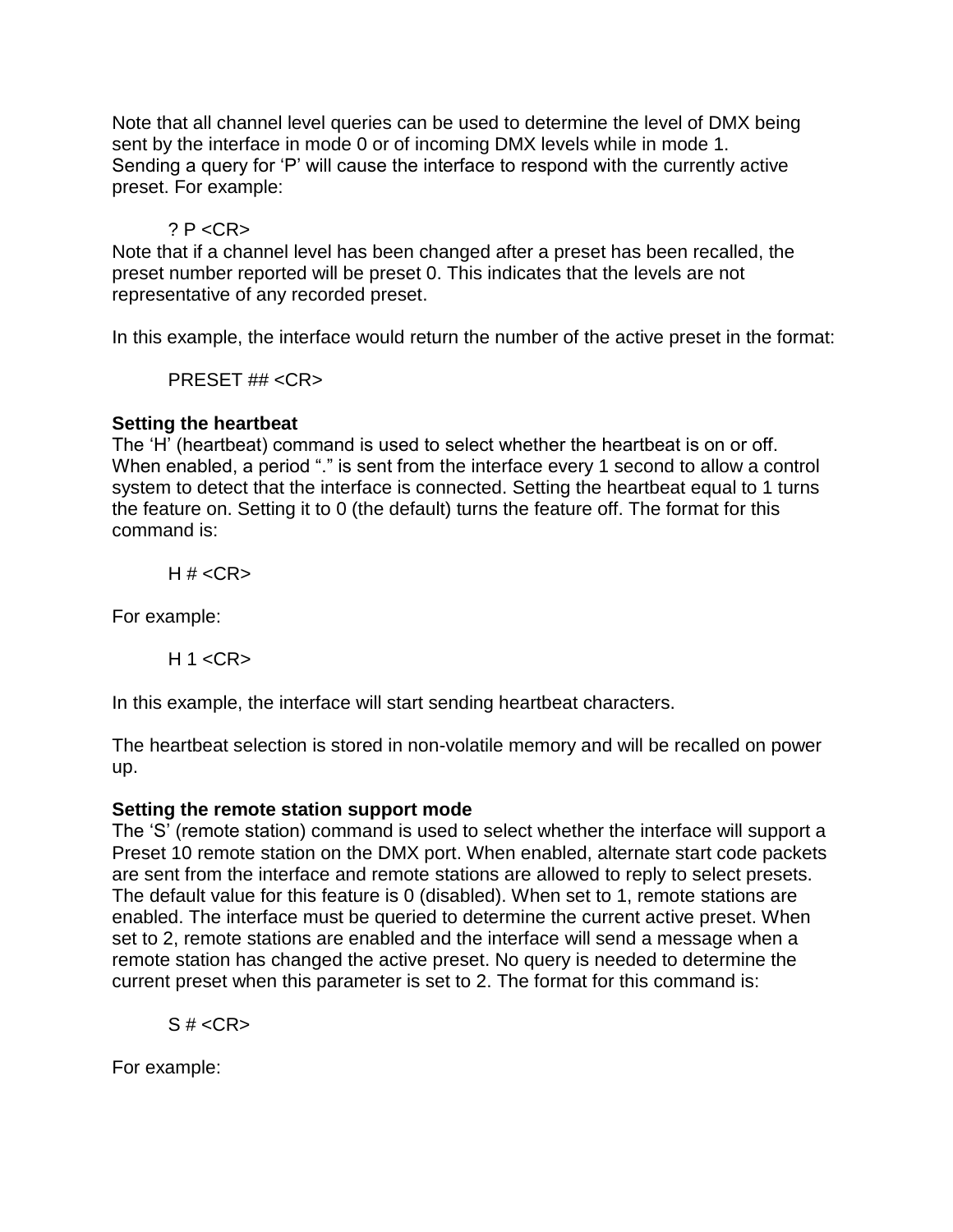Note that all channel level queries can be used to determine the level of DMX being sent by the interface in mode 0 or of incoming DMX levels while in mode 1.
Sending a query for ‘P’ will cause the interface to respond with the currently active preset. For example:

    ? P <CR>

Note that if a channel level has been changed after a preset has been recalled, the preset number reported will be preset 0. This indicates that the levels are not representative of any recorded preset.

In this example, the interface would return the number of the active preset in the format:

    PRESET ## <CR>

**Setting the heartbeat**

The ‘H’ (heartbeat) command is used to select whether the heartbeat is on or off. When enabled, a period “.” is sent from the interface every 1 second to allow a control system to detect that the interface is connected. Setting the heartbeat equal to 1 turns the feature on. Setting it to 0 (the default) turns the feature off. The format for this command is:

    H # <CR>

For example:

    H 1 <CR>

In this example, the interface will start sending heartbeat characters.

The heartbeat selection is stored in non-volatile memory and will be recalled on power up.

**Setting the remote station support mode**

The ‘S’ (remote station) command is used to select whether the interface will support a Preset 10 remote station on the DMX port. When enabled, alternate start code packets are sent from the interface and remote stations are allowed to reply to select presets. The default value for this feature is 0 (disabled). When set to 1, remote stations are enabled. The interface must be queried to determine the current active preset. When set to 2, remote stations are enabled and the interface will send a message when a remote station has changed the active preset. No query is needed to determine the current preset when this parameter is set to 2. The format for this command is:

    S # <CR>

For example: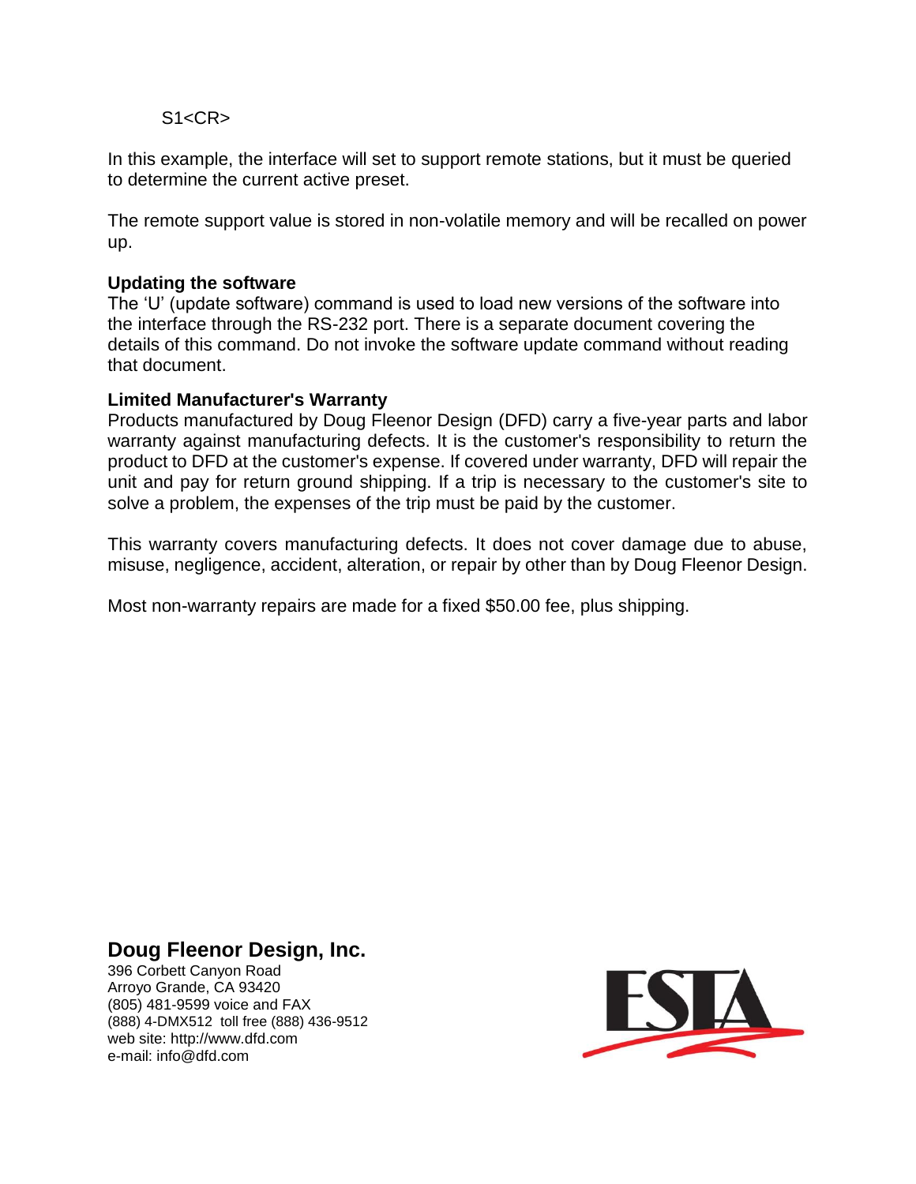S1<CR>

In this example, the interface will set to support remote stations, but it must be queried to determine the current active preset.

The remote support value is stored in non-volatile memory and will be recalled on power up.

**Updating the software**

The 'U' (update software) command is used to load new versions of the software into the interface through the RS-232 port. There is a separate document covering the details of this command. Do not invoke the software update command without reading that document.

**Limited Manufacturer's Warranty**

Products manufactured by Doug Fleenor Design (DFD) carry a five-year parts and labor warranty against manufacturing defects. It is the customer's responsibility to return the product to DFD at the customer's expense. If covered under warranty, DFD will repair the unit and pay for return ground shipping. If a trip is necessary to the customer's site to solve a problem, the expenses of the trip must be paid by the customer.

This warranty covers manufacturing defects. It does not cover damage due to abuse, misuse, negligence, accident, alteration, or repair by other than by Doug Fleenor Design.

Most non-warranty repairs are made for a fixed $50.00 fee, plus shipping.

**Doug Fleenor Design, Inc.**

396 Corbett Canyon Road
Arroyo Grande, CA 93420
(805) 481-9599 voice and FAX
(888) 4-DMX512 toll free (888) 436-9512
web site: http://www.dfd.com
e-mail: info@dfd.com

ESTA